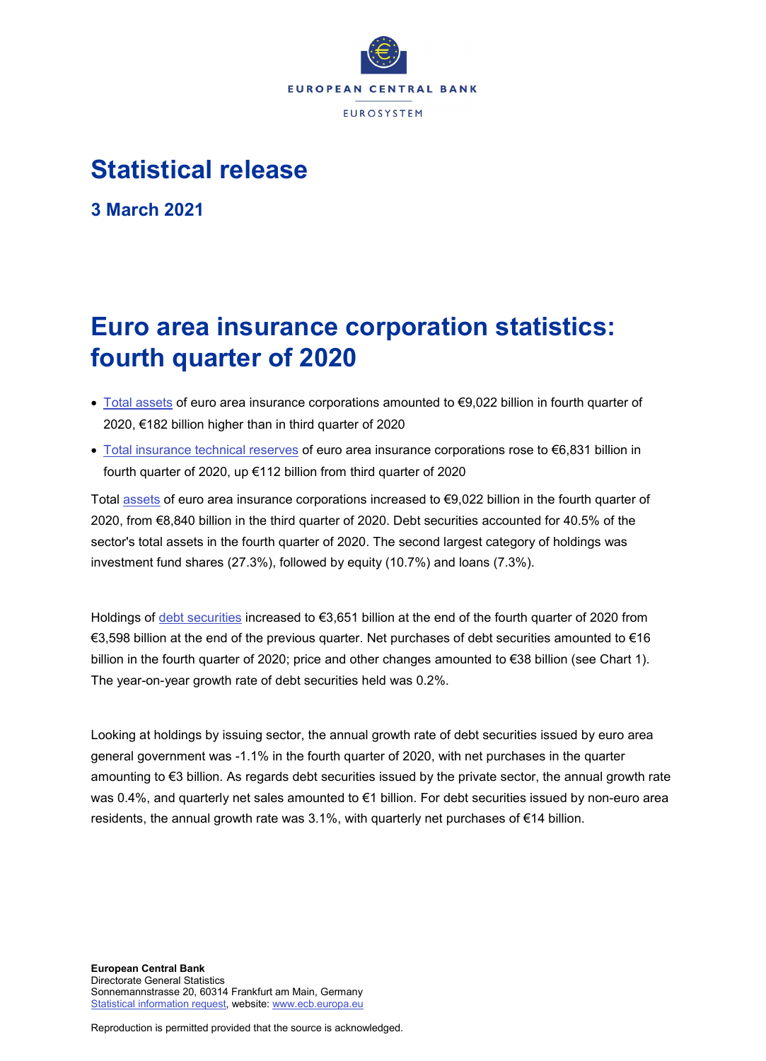# Statistical release

## 3 March 2021

# Euro area insurance corporation statistics: fourth quarter of 2020

- Total assets of euro area insurance corporations amounted to €9,022 billion in fourth quarter of 2020, €182 billion higher than in third quarter of 2020
- Total insurance technical reserves of euro area insurance corporations rose to €6,831 billion in fourth quarter of 2020, up €112 billion from third quarter of 2020

Total assets of euro area insurance corporations increased to €9,022 billion in the fourth quarter of 2020, from €8,840 billion in the third quarter of 2020. Debt securities accounted for 40.5% of the sector's total assets in the fourth quarter of 2020. The second largest category of holdings was investment fund shares (27.3%), followed by equity (10.7%) and loans (7.3%).

Holdings of debt securities increased to €3,651 billion at the end of the fourth quarter of 2020 from €3,598 billion at the end of the previous quarter. Net purchases of debt securities amounted to €16 billion in the fourth quarter of 2020; price and other changes amounted to €38 billion (see Chart 1). The year-on-year growth rate of debt securities held was 0.2%.

Looking at holdings by issuing sector, the annual growth rate of debt securities issued by euro area general government was -1.1% in the fourth quarter of 2020, with net purchases in the quarter amounting to €3 billion. As regards debt securities issued by the private sector, the annual growth rate was 0.4%, and quarterly net sales amounted to €1 billion. For debt securities issued by non-euro area residents, the annual growth rate was 3.1%, with quarterly net purchases of €14 billion.

**European Central Bank**
Directorate General Statistics
Sonnemannstrasse 20, 60314 Frankfurt am Main, Germany
Statistical information request, website: www.ecb.europa.eu

Reproduction is permitted provided that the source is acknowledged.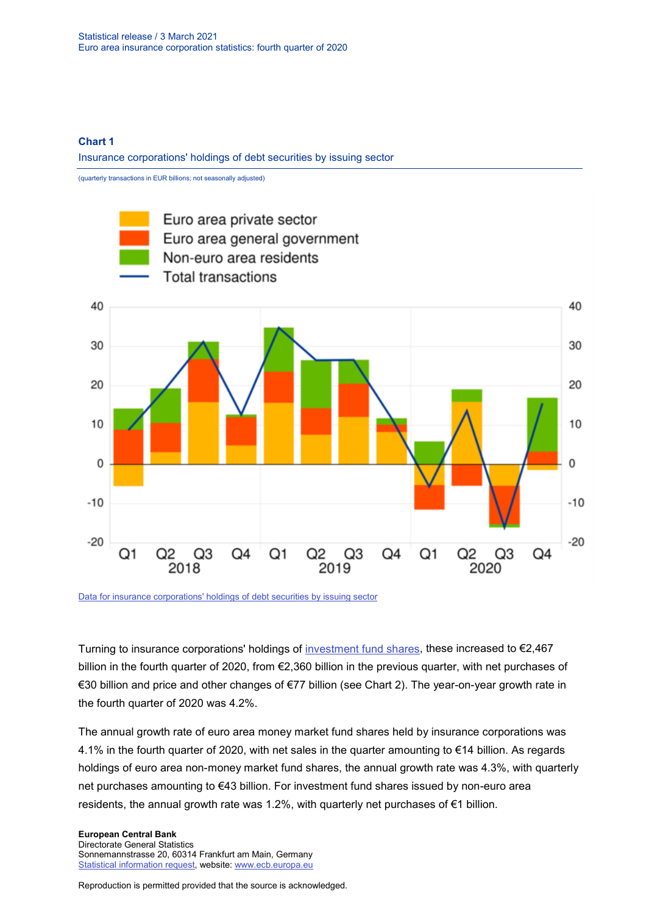**Chart 1**

Insurance corporations' holdings of debt securities by issuing sector

(quarterly transactions in EUR billions; not seasonally adjusted)

[Data for insurance corporations' holdings of debt securities by issuing sector]

Turning to insurance corporations' holdings of [investment fund shares], these increased to €2,467 billion in the fourth quarter of 2020, from €2,360 billion in the previous quarter, with net purchases of €30 billion and price and other changes of €77 billion (see Chart 2). The year-on-year growth rate in the fourth quarter of 2020 was 4.2%.

The annual growth rate of euro area money market fund shares held by insurance corporations was 4.1% in the fourth quarter of 2020, with net sales in the quarter amounting to €14 billion. As regards holdings of euro area non-money market fund shares, the annual growth rate was 4.3%, with quarterly net purchases amounting to €43 billion. For investment fund shares issued by non-euro area residents, the annual growth rate was 1.2%, with quarterly net purchases of €1 billion.

**European Central Bank**
Directorate General Statistics
Sonnemannstrasse 20, 60314 Frankfurt am Main, Germany
[Statistical information request], website: [www.ecb.europa.eu]

Reproduction is permitted provided that the source is acknowledged.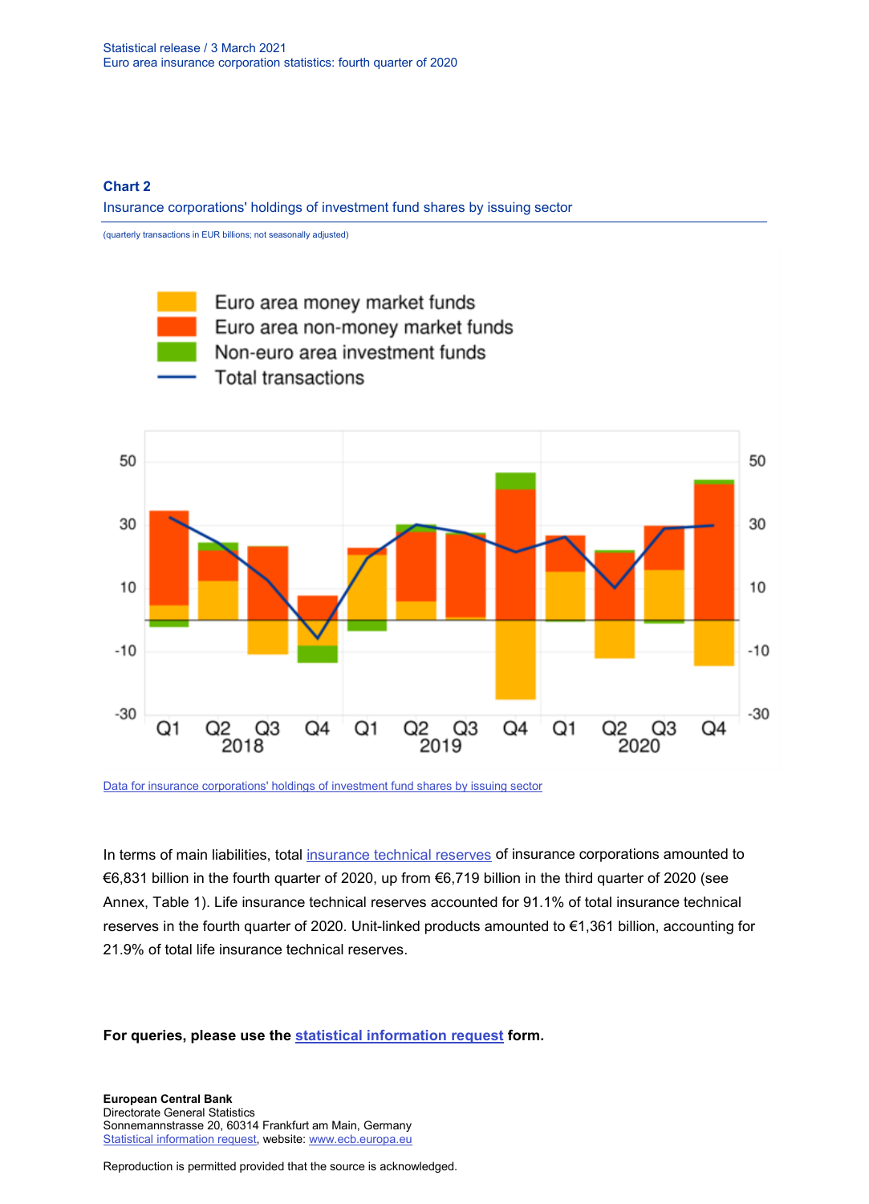### Chart 2

Insurance corporations' holdings of investment fund shares by issuing sector

(quarterly transactions in EUR billions; not seasonally adjusted)

[Data for insurance corporations' holdings of investment fund shares by issuing sector](Data for insurance corporations' holdings of investment fund shares by issuing sector)

In terms of main liabilities, total [insurance technical reserves](insurance technical reserves) of insurance corporations amounted to €6,831 billion in the fourth quarter of 2020, up from €6,719 billion in the third quarter of 2020 (see Annex, Table 1). Life insurance technical reserves accounted for 91.1% of total insurance technical reserves in the fourth quarter of 2020. Unit-linked products amounted to €1,361 billion, accounting for 21.9% of total life insurance technical reserves.

**For queries, please use the [statistical information request](statistical information request) form.**

**European Central Bank**
Directorate General Statistics
Sonnemannstrasse 20, 60314 Frankfurt am Main, Germany
Statistical information request, website: www.ecb.europa.eu

Reproduction is permitted provided that the source is acknowledged.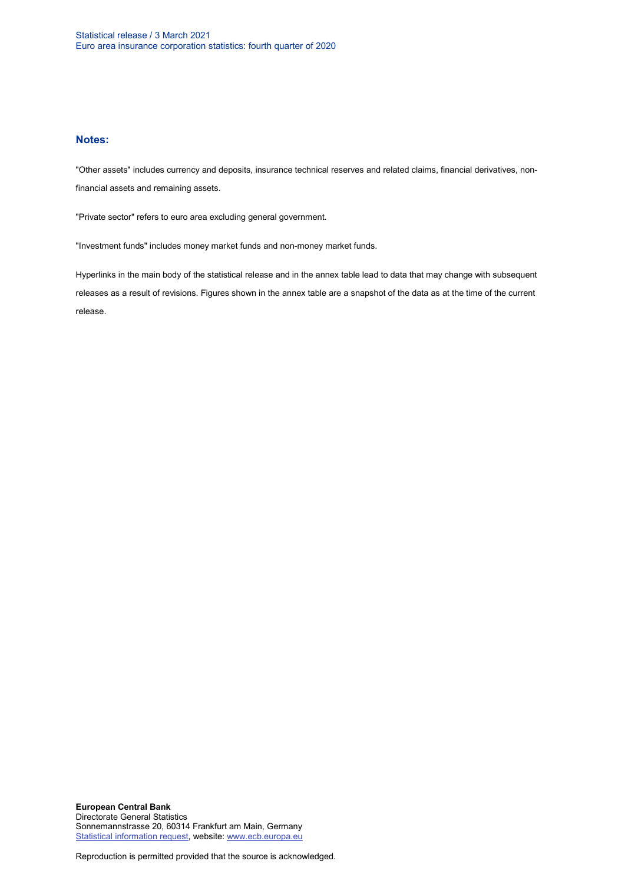## Notes:

"Other assets" includes currency and deposits, insurance technical reserves and related claims, financial derivatives, non-financial assets and remaining assets.

"Private sector" refers to euro area excluding general government.

"Investment funds" includes money market funds and non-money market funds.

Hyperlinks in the main body of the statistical release and in the annex table lead to data that may change with subsequent releases as a result of revisions. Figures shown in the annex table are a snapshot of the data as at the time of the current release.

**European Central Bank**
Directorate General Statistics
Sonnemannstrasse 20, 60314 Frankfurt am Main, Germany
Statistical information request, website: www.ecb.europa.eu

Reproduction is permitted provided that the source is acknowledged.